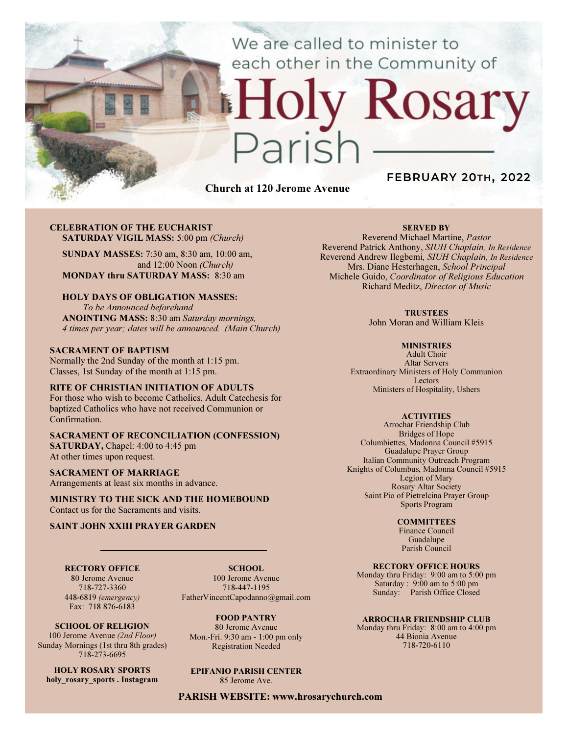We are called to minister to each other in the Community of

# Holy Rosary Parish

**FEBRUARY 20TH, 2022**

**Church at 120 Jerome Avenue**

**CELEBRATION OF THE EUCHARIST**
**SATURDAY VIGIL MASS:** 5:00 pm *(Church)*

**SUNDAY MASSES:** 7:30 am, 8:30 am, 10:00 am, and 12:00 Noon *(Church)*
**MONDAY thru SATURDAY MASS:** 8:30 am

**HOLY DAYS OF OBLIGATION MASSES:**
*To be Announced beforehand*
**ANOINTING MASS:** 8:30 am *Saturday mornings, 4 times per year; dates will be announced. (Main Church)*

**SACRAMENT OF BAPTISM**
Normally the 2nd Sunday of the month at 1:15 pm.
Classes, 1st Sunday of the month at 1:15 pm.

**RITE OF CHRISTIAN INITIATION OF ADULTS**
For those who wish to become Catholics. Adult Catechesis for baptized Catholics who have not received Communion or Confirmation.

**SACRAMENT OF RECONCILIATION (CONFESSION)**
**SATURDAY,** Chapel: 4:00 to 4:45 pm
At other times upon request.

**SACRAMENT OF MARRIAGE**
Arrangements at least six months in advance.

**MINISTRY TO THE SICK AND THE HOMEBOUND**
Contact us for the Sacraments and visits.

**SAINT JOHN XXIII PRAYER GARDEN**

---

**RECTORY OFFICE**
80 Jerome Avenue
718-727-3360
448-6819 *(emergency)*
Fax: 718 876-6183

**SCHOOL**
100 Jerome Avenue
718-447-1195
FatherVincentCapodanno@gmail.com

**SCHOOL OF RELIGION**
100 Jerome Avenue *(2nd Floor)*
Sunday Mornings (1st thru 8th grades)
718-273-6695

**FOOD PANTRY**
80 Jerome Avenue
Mon.-Fri. 9:30 am - 1:00 pm only
Registration Needed

**HOLY ROSARY SPORTS**
**holy_rosary_sports . Instagram**

**EPIFANIO PARISH CENTER**
85 Jerome Ave.

**SERVED BY**
Reverend Michael Martine, *Pastor*
Reverend Patrick Anthony, *SIUH Chaplain, In Residence*
Reverend Andrew Ilegbemi, *SIUH Chaplain, In Residence*
Mrs. Diane Hesterhagen, *School Principal*
Michele Guido, *Coordinator of Religious Education*
Richard Meditz, *Director of Music*

**TRUSTEES**
John Moran and William Kleis

**MINISTRIES**
Adult Choir
Altar Servers
Extraordinary Ministers of Holy Communion
Lectors
Ministers of Hospitality, Ushers

**ACTIVITIES**
Arrochar Friendship Club
Bridges of Hope
Columbiettes, Madonna Council #5915
Guadalupe Prayer Group
Italian Community Outreach Program
Knights of Columbus, Madonna Council #5915
Legion of Mary
Rosary Altar Society
Saint Pio of Pietrelcina Prayer Group
Sports Program

**COMMITTEES**
Finance Council
Guadalupe
Parish Council

**RECTORY OFFICE HOURS**
Monday thru Friday: 9:00 am to 5:00 pm
Saturday : 9:00 am to 5:00 pm
Sunday: Parish Office Closed

**ARROCHAR FRIENDSHIP CLUB**
Monday thru Friday: 8:00 am to 4:00 pm
44 Bionia Avenue
718-720-6110

**PARISH WEBSITE: www.hrosarychurch.com**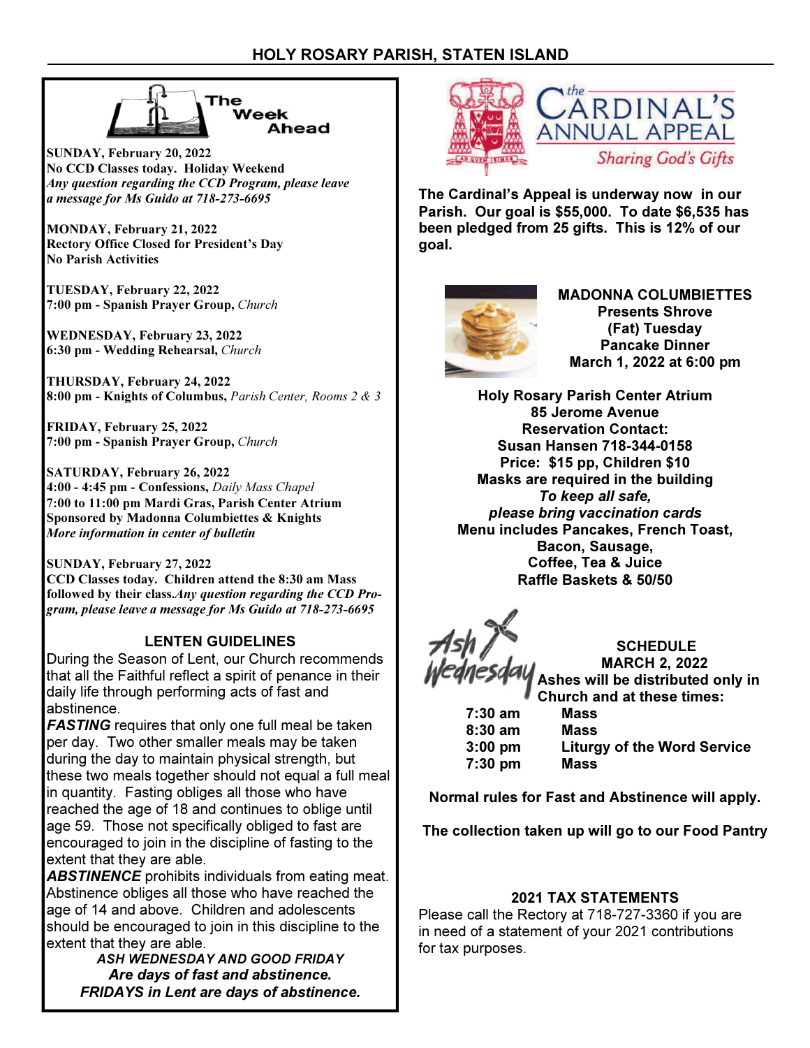## The Week Ahead

**SUNDAY, February 20, 2022**
**No CCD Classes today. Holiday Weekend**
*Any question regarding the CCD Program, please leave a message for Ms Guido at 718-273-6695*

**MONDAY, February 21, 2022**
**Rectory Office Closed for President's Day**
**No Parish Activities**

**TUESDAY, February 22, 2022**
**7:00 pm - Spanish Prayer Group,** *Church*

**WEDNESDAY, February 23, 2022**
**6:30 pm - Wedding Rehearsal,** *Church*

**THURSDAY, February 24, 2022**
**8:00 pm - Knights of Columbus,** *Parish Center, Rooms 2 & 3*

**FRIDAY, February 25, 2022**
**7:00 pm - Spanish Prayer Group,** *Church*

**SATURDAY, February 26, 2022**
**4:00 - 4:45 pm - Confessions,** *Daily Mass Chapel*
**7:00 to 11:00 pm Mardi Gras, Parish Center Atrium**
**Sponsored by Madonna Columbiettes & Knights**
*More information in center of bulletin*

**SUNDAY, February 27, 2022**
**CCD Classes today. Children attend the 8:30 am Mass followed by their class.** *Any question regarding the CCD Program, please leave a message for Ms Guido at 718-273-6695*

### LENTEN GUIDELINES

During the Season of Lent, our Church recommends that all the Faithful reflect a spirit of penance in their daily life through performing acts of fast and abstinence.

***FASTING*** requires that only one full meal be taken per day. Two other smaller meals may be taken during the day to maintain physical strength, but these two meals together should not equal a full meal in quantity. Fasting obliges all those who have reached the age of 18 and continues to oblige until age 59. Those not specifically obliged to fast are encouraged to join in the discipline of fasting to the extent that they are able.

***ABSTINENCE*** prohibits individuals from eating meat. Abstinence obliges all those who have reached the age of 14 and above. Children and adolescents should be encouraged to join in this discipline to the extent that they are able.

***ASH WEDNESDAY AND GOOD FRIDAY Are days of fast and abstinence. FRIDAYS in Lent are days of abstinence.***

## The Cardinal's Annual Appeal
*Sharing God's Gifts*

**The Cardinal's Appeal is underway now in our Parish. Our goal is $55,000. To date $6,535 has been pledged from 25 gifts. This is 12% of our goal.**

### MADONNA COLUMBIETTES Presents Shrove (Fat) Tuesday Pancake Dinner March 1, 2022 at 6:00 pm

**Holy Rosary Parish Center Atrium**
**85 Jerome Avenue**
**Reservation Contact:**
**Susan Hansen 718-344-0158**
**Price: $15 pp, Children $10**
**Masks are required in the building**
***To keep all safe, please bring vaccination cards***
**Menu includes Pancakes, French Toast, Bacon, Sausage, Coffee, Tea & Juice**
**Raffle Baskets & 50/50**

### Ash Wednesday

**SCHEDULE**
**MARCH 2, 2022**
**Ashes will be distributed only in Church and at these times:**

| | |
|---|---|
| 7:30 am | Mass |
| 8:30 am | Mass |
| 3:00 pm | Liturgy of the Word Service |
| 7:30 pm | Mass |

**Normal rules for Fast and Abstinence will apply.**

**The collection taken up will go to our Food Pantry**

### 2021 TAX STATEMENTS

Please call the Rectory at 718-727-3360 if you are in need of a statement of your 2021 contributions for tax purposes.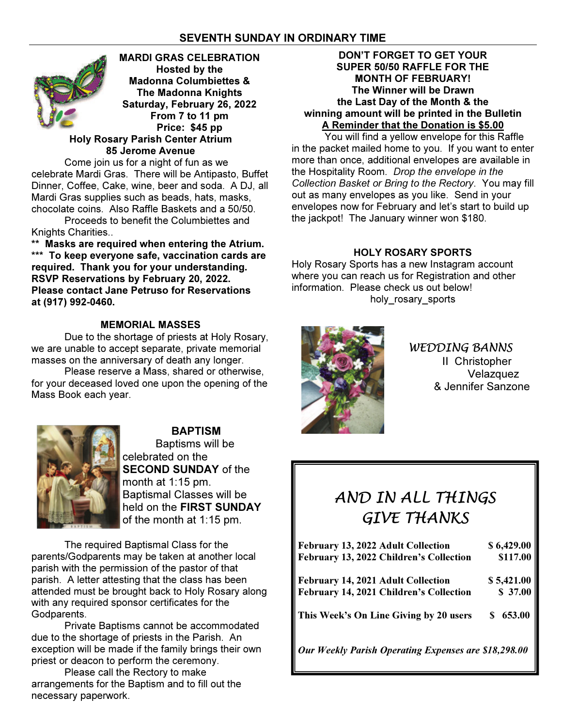## SEVENTH SUNDAY IN ORDINARY TIME

### MARDI GRAS CELEBRATION

**Hosted by the**
**Madonna Columbiettes &**
**The Madonna Knights**
**Saturday, February 26, 2022**
**From 7 to 11 pm**
**Price: $45 pp**
**Holy Rosary Parish Center Atrium**
**85 Jerome Avenue**

Come join us for a night of fun as we celebrate Mardi Gras. There will be Antipasto, Buffet Dinner, Coffee, Cake, wine, beer and soda. A DJ, all Mardi Gras supplies such as beads, hats, masks, chocolate coins. Also Raffle Baskets and a 50/50.

Proceeds to benefit the Columbiettes and Knights Charities..

**** Masks are required when entering the Atrium.**
***** To keep everyone safe, vaccination cards are required. Thank you for your understanding.**
**RSVP Reservations by February 20, 2022.**
**Please contact Jane Petruso for Reservations at (917) 992-0460.**

### MEMORIAL MASSES

Due to the shortage of priests at Holy Rosary, we are unable to accept separate, private memorial masses on the anniversary of death any longer.

Please reserve a Mass, shared or otherwise, for your deceased loved one upon the opening of the Mass Book each year.

### BAPTISM

Baptisms will be celebrated on the **SECOND SUNDAY** of the month at 1:15 pm. Baptismal Classes will be held on the **FIRST SUNDAY** of the month at 1:15 pm.

The required Baptismal Class for the parents/Godparents may be taken at another local parish with the permission of the pastor of that parish. A letter attesting that the class has been attended must be brought back to Holy Rosary along with any required sponsor certificates for the Godparents.

Private Baptisms cannot be accommodated due to the shortage of priests in the Parish. An exception will be made if the family brings their own priest or deacon to perform the ceremony.

Please call the Rectory to make arrangements for the Baptism and to fill out the necessary paperwork.

### DON'T FORGET TO GET YOUR SUPER 50/50 RAFFLE FOR THE MONTH OF FEBRUARY!

**The Winner will be Drawn the Last Day of the Month & the winning amount will be printed in the Bulletin**
**A Reminder that the Donation is $5.00**

You will find a yellow envelope for this Raffle in the packet mailed home to you. If you want to enter more than once, additional envelopes are available in the Hospitality Room. *Drop the envelope in the Collection Basket or Bring to the Rectory*. You may fill out as many envelopes as you like. Send in your envelopes now for February and let's start to build up the jackpot! The January winner won $180.

### HOLY ROSARY SPORTS

Holy Rosary Sports has a new Instagram account where you can reach us for Registration and other information. Please check us out below!

holy_rosary_sports

### *WEDDING BANNS*

II Christopher Velazquez
& Jennifer Sanzone

### *AND IN ALL THINGS GIVE THANKS*

| | |
|---|---|
| **February 13, 2022 Adult Collection** | **$ 6,429.00** |
| **February 13, 2022 Children's Collection** | **$117.00** |
| **February 14, 2021 Adult Collection** | **$ 5,421.00** |
| **February 14, 2021 Children's Collection** | **$ 37.00** |
| **This Week's On Line Giving by 20 users** | **$ 653.00** |

***Our Weekly Parish Operating Expenses are $18,298.00***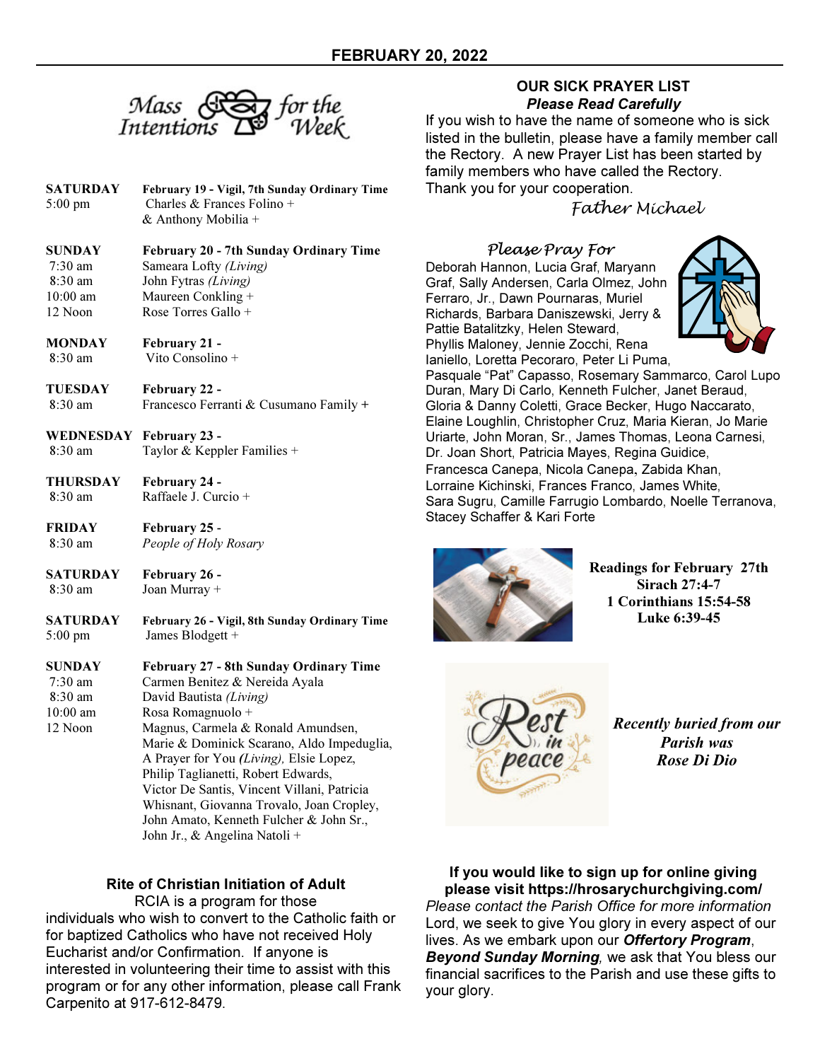**FEBRUARY 20, 2022**

# Mass Intentions for the Week

| | |
|---|---|
| **SATURDAY** 5:00 pm | **February 19 - Vigil, 7th Sunday Ordinary Time** Charles & Frances Folino + & Anthony Mobilia + |
| **SUNDAY** | **February 20 - 7th Sunday Ordinary Time** |
| 7:30 am | Sameara Lofty *(Living)* |
| 8:30 am | John Fytras *(Living)* |
| 10:00 am | Maureen Conkling + |
| 12 Noon | Rose Torres Gallo + |
| **MONDAY** 8:30 am | **February 21 -** Vito Consolino + |
| **TUESDAY** 8:30 am | **February 22 -** Francesco Ferranti & Cusumano Family + |
| **WEDNESDAY** 8:30 am | **February 23 -** Taylor & Keppler Families + |
| **THURSDAY** 8:30 am | **February 24 -** Raffaele J. Curcio + |
| **FRIDAY** 8:30 am | **February 25 -** *People of Holy Rosary* |
| **SATURDAY** 8:30 am | **February 26 -** Joan Murray + |
| **SATURDAY** 5:00 pm | **February 26 - Vigil, 8th Sunday Ordinary Time** James Blodgett + |
| **SUNDAY** | **February 27 - 8th Sunday Ordinary Time** |
| 7:30 am | Carmen Benitez & Nereida Ayala |
| 8:30 am | David Bautista *(Living)* |
| 10:00 am | Rosa Romagnuolo + |
| 12 Noon | Magnus, Carmela & Ronald Amundsen, Marie & Dominick Scarano, Aldo Impeduglia, A Prayer for You ***(Living)***, Elsie Lopez, Philip Taglianetti, Robert Edwards, Victor De Santis, Vincent Villani, Patricia Whisnant, Giovanna Trovalo, Joan Cropley, John Amato, Kenneth Fulcher & John Sr., John Jr., & Angelina Natoli + |

## Rite of Christian Initiation of Adult

RCIA is a program for those individuals who wish to convert to the Catholic faith or for baptized Catholics who have not received Holy Eucharist and/or Confirmation. If anyone is interested in volunteering their time to assist with this program or for any other information, please call Frank Carpenito at 917-612-8479.

## OUR SICK PRAYER LIST

***Please Read Carefully***

If you wish to have the name of someone who is sick listed in the bulletin, please have a family member call the Rectory. A new Prayer List has been started by family members who have called the Rectory. Thank you for your cooperation.

*Father Michael*

### *Please Pray For*

Deborah Hannon, Lucia Graf, Maryann Graf, Sally Andersen, Carla Olmez, John Ferraro, Jr., Dawn Pournaras, Muriel Richards, Barbara Daniszewski, Jerry & Pattie Batalitzky, Helen Steward, Phyllis Maloney, Jennie Zocchi, Rena Ianiello, Loretta Pecoraro, Peter Li Puma, Pasquale "Pat" Capasso, Rosemary Sammarco, Carol Lupo Duran, Mary Di Carlo, Kenneth Fulcher, Janet Beraud, Gloria & Danny Coletti, Grace Becker, Hugo Naccarato, Elaine Loughlin, Christopher Cruz, Maria Kieran, Jo Marie Uriarte, John Moran, Sr., James Thomas, Leona Carnesi, Dr. Joan Short, Patricia Mayes, Regina Guidice, Francesca Canepa, Nicola Canepa, Zabida Khan, Lorraine Kichinski, Frances Franco, James White, Sara Sugru, Camille Farrugio Lombardo, Noelle Terranova, Stacey Schaffer & Kari Forte

**Readings for February 27th**
**Sirach 27:4-7**
**1 Corinthians 15:54-58**
**Luke 6:39-45**

Rest in peace

***Recently buried from our Parish was Rose Di Dio***

**If you would like to sign up for online giving please visit https://hrosarychurchgiving.com/**

*Please contact the Parish Office for more information*

Lord, we seek to give You glory in every aspect of our lives. As we embark upon our ***Offertory Program***, ***Beyond Sunday Morning***, we ask that You bless our financial sacrifices to the Parish and use these gifts to your glory.